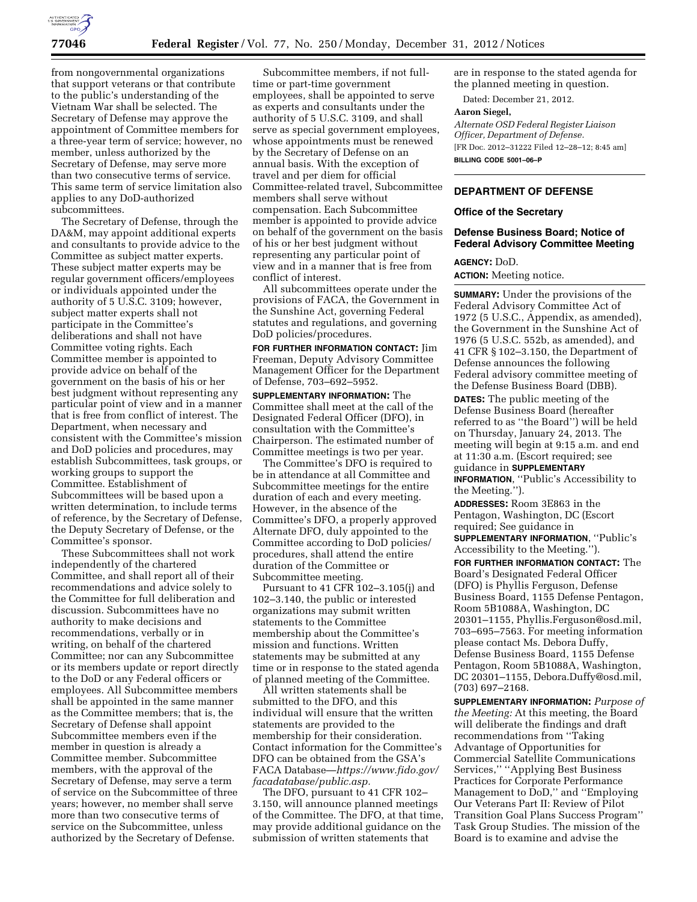from nongovernmental organizations that support veterans or that contribute to the public's understanding of the Vietnam War shall be selected. The Secretary of Defense may approve the appointment of Committee members for a three-year term of service; however, no member, unless authorized by the Secretary of Defense, may serve more than two consecutive terms of service. This same term of service limitation also applies to any DoD-authorized subcommittees.

The Secretary of Defense, through the DA&M, may appoint additional experts and consultants to provide advice to the Committee as subject matter experts. These subject matter experts may be regular government officers/employees or individuals appointed under the authority of 5 U.S.C. 3109; however, subject matter experts shall not participate in the Committee's deliberations and shall not have Committee voting rights. Each Committee member is appointed to provide advice on behalf of the government on the basis of his or her best judgment without representing any particular point of view and in a manner that is free from conflict of interest. The Department, when necessary and consistent with the Committee's mission and DoD policies and procedures, may establish Subcommittees, task groups, or working groups to support the Committee. Establishment of Subcommittees will be based upon a written determination, to include terms of reference, by the Secretary of Defense, the Deputy Secretary of Defense, or the Committee's sponsor.

These Subcommittees shall not work independently of the chartered Committee, and shall report all of their recommendations and advice solely to the Committee for full deliberation and discussion. Subcommittees have no authority to make decisions and recommendations, verbally or in writing, on behalf of the chartered Committee; nor can any Subcommittee or its members update or report directly to the DoD or any Federal officers or employees. All Subcommittee members shall be appointed in the same manner as the Committee members; that is, the Secretary of Defense shall appoint Subcommittee members even if the member in question is already a Committee member. Subcommittee members, with the approval of the Secretary of Defense, may serve a term of service on the Subcommittee of three years; however, no member shall serve more than two consecutive terms of service on the Subcommittee, unless authorized by the Secretary of Defense.

Subcommittee members, if not full-time or part-time government employees, shall be appointed to serve as experts and consultants under the authority of 5 U.S.C. 3109, and shall serve as special government employees, whose appointments must be renewed by the Secretary of Defense on an annual basis. With the exception of travel and per diem for official Committee-related travel, Subcommittee members shall serve without compensation. Each Subcommittee member is appointed to provide advice on behalf of the government on the basis of his or her best judgment without representing any particular point of view and in a manner that is free from conflict of interest.

All subcommittees operate under the provisions of FACA, the Government in the Sunshine Act, governing Federal statutes and regulations, and governing DoD policies/procedures.

**FOR FURTHER INFORMATION CONTACT:** Jim Freeman, Deputy Advisory Committee Management Officer for the Department of Defense, 703–692–5952.

**SUPPLEMENTARY INFORMATION:** The Committee shall meet at the call of the Designated Federal Officer (DFO), in consultation with the Committee's Chairperson. The estimated number of Committee meetings is two per year.

The Committee's DFO is required to be in attendance at all Committee and Subcommittee meetings for the entire duration of each and every meeting. However, in the absence of the Committee's DFO, a properly approved Alternate DFO, duly appointed to the Committee according to DoD policies/procedures, shall attend the entire duration of the Committee or Subcommittee meeting.

Pursuant to 41 CFR 102–3.105(j) and 102–3.140, the public or interested organizations may submit written statements to the Committee membership about the Committee's mission and functions. Written statements may be submitted at any time or in response to the stated agenda of planned meeting of the Committee.

All written statements shall be submitted to the DFO, and this individual will ensure that the written statements are provided to the membership for their consideration. Contact information for the Committee's DFO can be obtained from the GSA's FACA Database—*https://www.fido.gov/facadatabase/public.asp.*

The DFO, pursuant to 41 CFR 102–3.150, will announce planned meetings of the Committee. The DFO, at that time, may provide additional guidance on the submission of written statements that are in response to the stated agenda for the planned meeting in question.

Dated: December 21, 2012.

**Aaron Siegel,**

*Alternate OSD Federal Register Liaison Officer, Department of Defense.*

[FR Doc. 2012–31222 Filed 12–28–12; 8:45 am]

**BILLING CODE 5001–06–P**

---

## DEPARTMENT OF DEFENSE

### Office of the Secretary

### Defense Business Board; Notice of Federal Advisory Committee Meeting

**AGENCY:** DoD.

**ACTION:** Meeting notice.

**SUMMARY:** Under the provisions of the Federal Advisory Committee Act of 1972 (5 U.S.C., Appendix, as amended), the Government in the Sunshine Act of 1976 (5 U.S.C. 552b, as amended), and 41 CFR § 102–3.150, the Department of Defense announces the following Federal advisory committee meeting of the Defense Business Board (DBB).

**DATES:** The public meeting of the Defense Business Board (hereafter referred to as "the Board") will be held on Thursday, January 24, 2013. The meeting will begin at 9:15 a.m. and end at 11:30 a.m. (Escort required; see guidance in **SUPPLEMENTARY INFORMATION**, "Public's Accessibility to the Meeting.").

**ADDRESSES:** Room 3E863 in the Pentagon, Washington, DC (Escort required; See guidance in **SUPPLEMENTARY INFORMATION**, "Public's Accessibility to the Meeting.").

**FOR FURTHER INFORMATION CONTACT:** The Board's Designated Federal Officer (DFO) is Phyllis Ferguson, Defense Business Board, 1155 Defense Pentagon, Room 5B1088A, Washington, DC 20301–1155, Phyllis.Ferguson@osd.mil, 703–695–7563. For meeting information please contact Ms. Debora Duffy, Defense Business Board, 1155 Defense Pentagon, Room 5B1088A, Washington, DC 20301–1155, Debora.Duffy@osd.mil, (703) 697–2168.

**SUPPLEMENTARY INFORMATION:** *Purpose of the Meeting:* At this meeting, the Board will deliberate the findings and draft recommendations from "Taking Advantage of Opportunities for Commercial Satellite Communications Services," "Applying Best Business Practices for Corporate Performance Management to DoD," and "Employing Our Veterans Part II: Review of Pilot Transition Goal Plans Success Program" Task Group Studies. The mission of the Board is to examine and advise the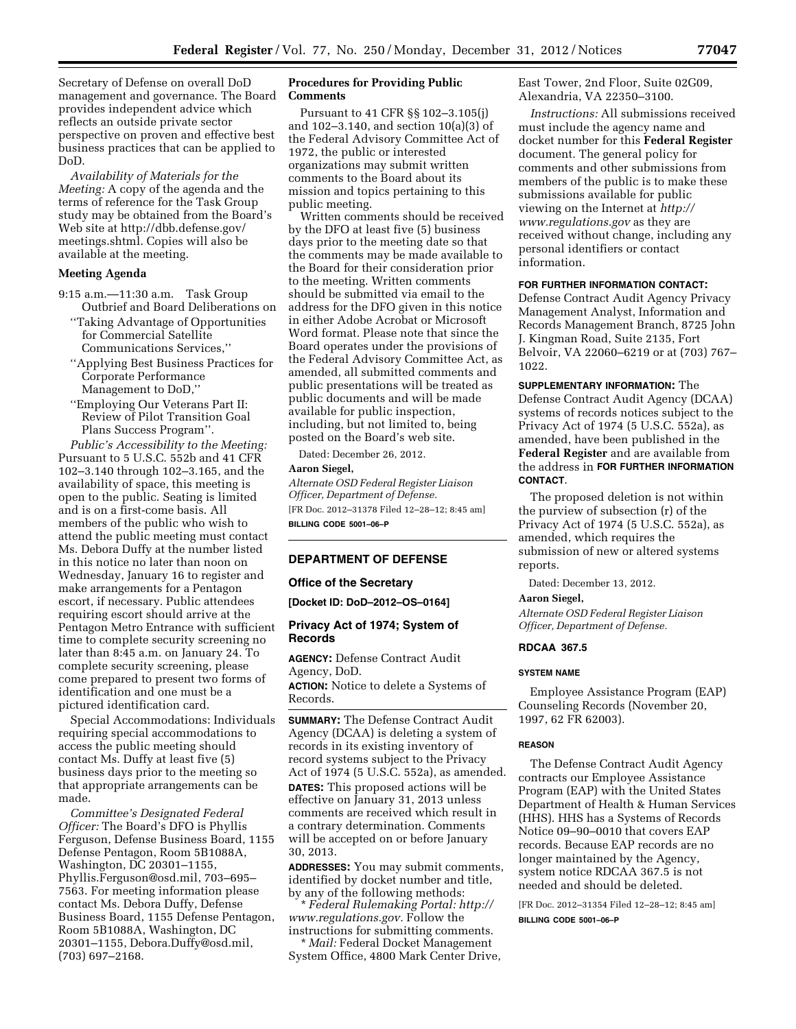Secretary of Defense on overall DoD management and governance. The Board provides independent advice which reflects an outside private sector perspective on proven and effective best business practices that can be applied to DoD.

*Availability of Materials for the Meeting:* A copy of the agenda and the terms of reference for the Task Group study may be obtained from the Board's Web site at http://dbb.defense.gov/meetings.shtml. Copies will also be available at the meeting.

## Meeting Agenda

9:15 a.m.—11:30 a.m. Task Group Outbrief and Board Deliberations on ''Taking Advantage of Opportunities for Commercial Satellite Communications Services,'' ''Applying Best Business Practices for Corporate Performance Management to DoD,'' ''Employing Our Veterans Part II: Review of Pilot Transition Goal Plans Success Program''.

*Public's Accessibility to the Meeting:* Pursuant to 5 U.S.C. 552b and 41 CFR 102–3.140 through 102–3.165, and the availability of space, this meeting is open to the public. Seating is limited and is on a first-come basis. All members of the public who wish to attend the public meeting must contact Ms. Debora Duffy at the number listed in this notice no later than noon on Wednesday, January 16 to register and make arrangements for a Pentagon escort, if necessary. Public attendees requiring escort should arrive at the Pentagon Metro Entrance with sufficient time to complete security screening no later than 8:45 a.m. on January 24. To complete security screening, please come prepared to present two forms of identification and one must be a pictured identification card.

Special Accommodations: Individuals requiring special accommodations to access the public meeting should contact Ms. Duffy at least five (5) business days prior to the meeting so that appropriate arrangements can be made.

*Committee's Designated Federal Officer:* The Board's DFO is Phyllis Ferguson, Defense Business Board, 1155 Defense Pentagon, Room 5B1088A, Washington, DC 20301–1155, Phyllis.Ferguson@osd.mil, 703–695–7563. For meeting information please contact Ms. Debora Duffy, Defense Business Board, 1155 Defense Pentagon, Room 5B1088A, Washington, DC 20301–1155, Debora.Duffy@osd.mil, (703) 697–2168.

## Procedures for Providing Public Comments

Pursuant to 41 CFR §§ 102–3.105(j) and 102–3.140, and section 10(a)(3) of the Federal Advisory Committee Act of 1972, the public or interested organizations may submit written comments to the Board about its mission and topics pertaining to this public meeting.

Written comments should be received by the DFO at least five (5) business days prior to the meeting date so that the comments may be made available to the Board for their consideration prior to the meeting. Written comments should be submitted via email to the address for the DFO given in this notice in either Adobe Acrobat or Microsoft Word format. Please note that since the Board operates under the provisions of the Federal Advisory Committee Act, as amended, all submitted comments and public presentations will be treated as public documents and will be made available for public inspection, including, but not limited to, being posted on the Board's web site.

Dated: December 26, 2012.

**Aaron Siegel,**

*Alternate OSD Federal Register Liaison Officer, Department of Defense.*

[FR Doc. 2012–31378 Filed 12–28–12; 8:45 am]

**BILLING CODE 5001–06–P**

---

# DEPARTMENT OF DEFENSE

## Office of the Secretary

**[Docket ID: DoD–2012–OS–0164]**

## Privacy Act of 1974; System of Records

**AGENCY:** Defense Contract Audit Agency, DoD.

**ACTION:** Notice to delete a Systems of Records.

**SUMMARY:** The Defense Contract Audit Agency (DCAA) is deleting a system of records in its existing inventory of record systems subject to the Privacy Act of 1974 (5 U.S.C. 552a), as amended.

**DATES:** This proposed actions will be effective on January 31, 2013 unless comments are received which result in a contrary determination. Comments will be accepted on or before January 30, 2013.

**ADDRESSES:** You may submit comments, identified by docket number and title, by any of the following methods:

* *Federal Rulemaking Portal: http://www.regulations.gov.* Follow the instructions for submitting comments.

* *Mail:* Federal Docket Management System Office, 4800 Mark Center Drive, East Tower, 2nd Floor, Suite 02G09, Alexandria, VA 22350–3100.

*Instructions:* All submissions received must include the agency name and docket number for this **Federal Register** document. The general policy for comments and other submissions from members of the public is to make these submissions available for public viewing on the Internet at *http://www.regulations.gov* as they are received without change, including any personal identifiers or contact information.

**FOR FURTHER INFORMATION CONTACT:** Defense Contract Audit Agency Privacy Management Analyst, Information and Records Management Branch, 8725 John J. Kingman Road, Suite 2135, Fort Belvoir, VA 22060–6219 or at (703) 767–1022.

**SUPPLEMENTARY INFORMATION:** The Defense Contract Audit Agency (DCAA) systems of records notices subject to the Privacy Act of 1974 (5 U.S.C. 552a), as amended, have been published in the **Federal Register** and are available from the address in **FOR FURTHER INFORMATION CONTACT**.

The proposed deletion is not within the purview of subsection (r) of the Privacy Act of 1974 (5 U.S.C. 552a), as amended, which requires the submission of new or altered systems reports.

Dated: December 13, 2012.

**Aaron Siegel,**

*Alternate OSD Federal Register Liaison Officer, Department of Defense.*

### RDCAA 367.5

#### SYSTEM NAME

Employee Assistance Program (EAP) Counseling Records (November 20, 1997, 62 FR 62003).

#### REASON

The Defense Contract Audit Agency contracts our Employee Assistance Program (EAP) with the United States Department of Health & Human Services (HHS). HHS has a Systems of Records Notice 09–90–0010 that covers EAP records. Because EAP records are no longer maintained by the Agency, system notice RDCAA 367.5 is not needed and should be deleted.

[FR Doc. 2012–31354 Filed 12–28–12; 8:45 am]

**BILLING CODE 5001–06–P**